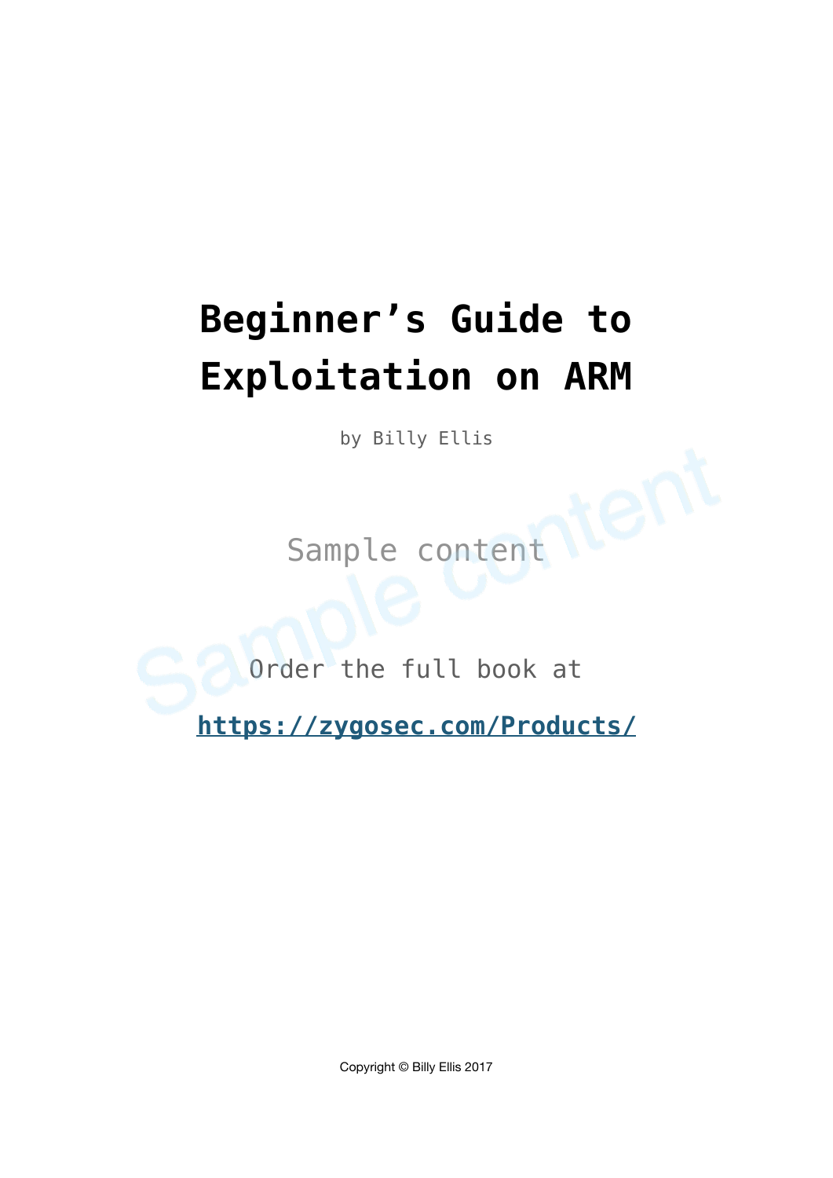# Beginner's Guide to Exploitation on ARM

by Billy Ellis

Sample content

Order the full book at

**https://zygosec.com/Products/**

Copyright © Billy Ellis 2017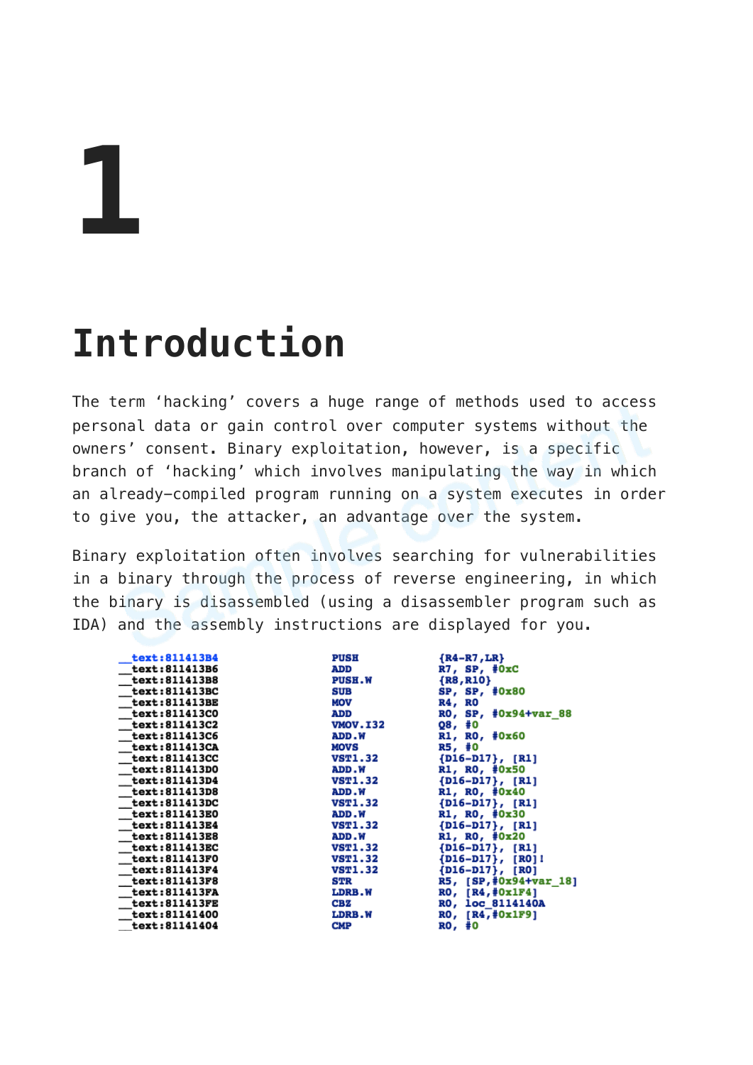# 1

# Introduction

The term ‘hacking’ covers a huge range of methods used to access personal data or gain control over computer systems without the owners’ consent. Binary exploitation, however, is a specific branch of ‘hacking’ which involves manipulating the way in which an already-compiled program running on a system executes in order to give you, the attacker, an advantage over the system.

Binary exploitation often involves searching for vulnerabilities in a binary through the process of reverse engineering, in which the binary is disassembled (using a disassembler program such as IDA) and the assembly instructions are displayed for you.

```
__text:811413B4    PUSH        {R4-R7,LR}
__text:811413B6    ADD         R7, SP, #0xC
__text:811413B8    PUSH.W      {R8,R10}
__text:811413BC    SUB         SP, SP, #0x80
__text:811413BE    MOV         R4, R0
__text:811413C0    ADD         R0, SP, #0x94+var_88
__text:811413C2    VMOV.I32    Q8, #0
__text:811413C6    ADD.W       R1, R0, #0x60
__text:811413CA    MOVS        R5, #0
__text:811413CC    VST1.32     {D16-D17}, [R1]
__text:811413D0    ADD.W       R1, R0, #0x50
__text:811413D4    VST1.32     {D16-D17}, [R1]
__text:811413D8    ADD.W       R1, R0, #0x40
__text:811413DC    VST1.32     {D16-D17}, [R1]
__text:811413E0    ADD.W       R1, R0, #0x30
__text:811413E4    VST1.32     {D16-D17}, [R1]
__text:811413E8    ADD.W       R1, R0, #0x20
__text:811413EC    VST1.32     {D16-D17}, [R1]
__text:811413F0    VST1.32     {D16-D17}, [R0]!
__text:811413F4    VST1.32     {D16-D17}, [R0]
__text:811413F8    STR         R5, [SP,#0x94+var_18]
__text:811413FA    LDRB.W      R0, [R4,#0x1F4]
__text:811413FE    CBZ         R0, loc_8114140A
__text:81141400    LDRB.W      R0, [R4,#0x1F9]
__text:81141404    CMP         R0, #0
```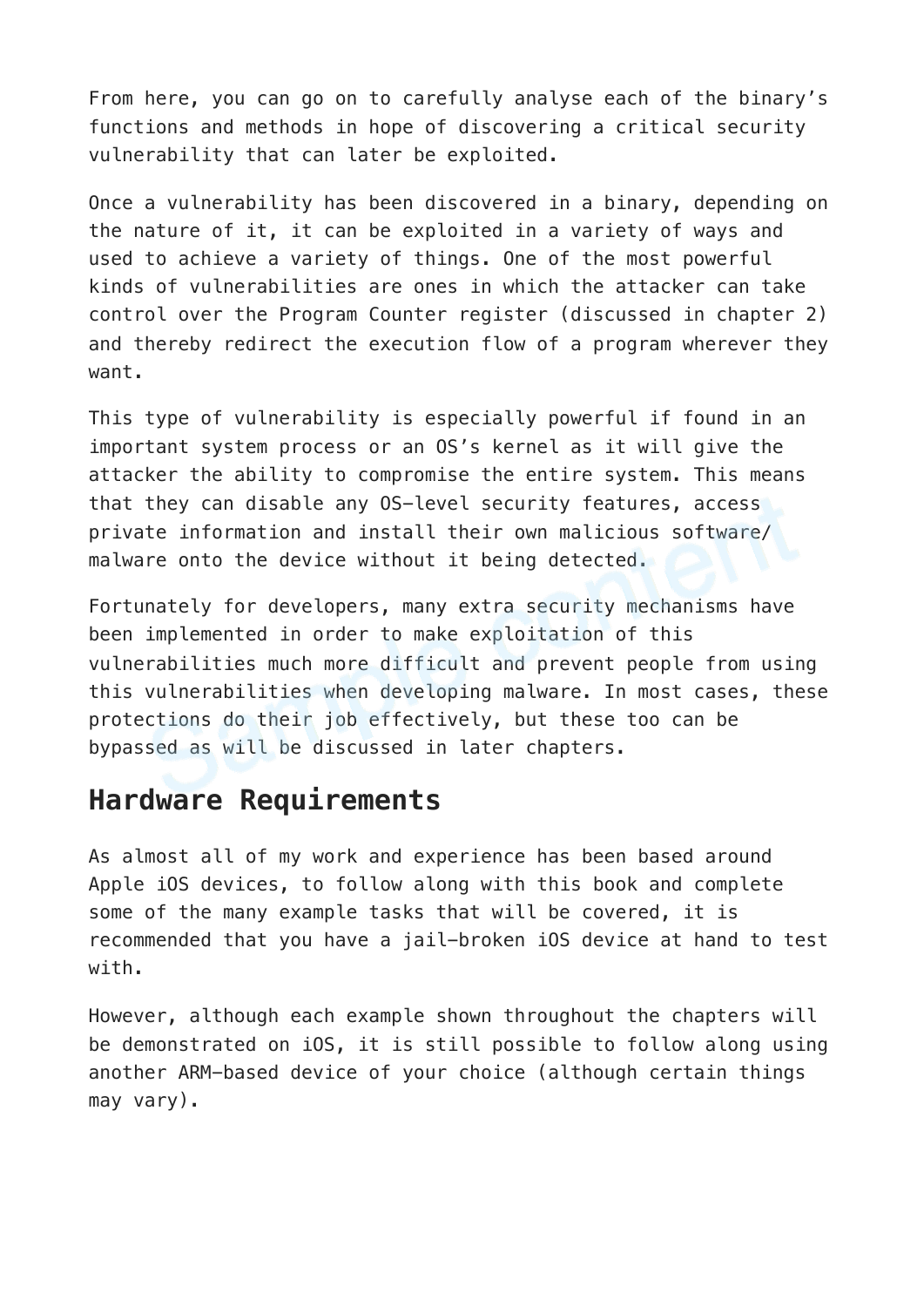From here, you can go on to carefully analyse each of the binary's functions and methods in hope of discovering a critical security vulnerability that can later be exploited.

Once a vulnerability has been discovered in a binary, depending on the nature of it, it can be exploited in a variety of ways and used to achieve a variety of things. One of the most powerful kinds of vulnerabilities are ones in which the attacker can take control over the Program Counter register (discussed in chapter 2) and thereby redirect the execution flow of a program wherever they want.

This type of vulnerability is especially powerful if found in an important system process or an OS's kernel as it will give the attacker the ability to compromise the entire system. This means that they can disable any OS-level security features, access private information and install their own malicious software/malware onto the device without it being detected.

Fortunately for developers, many extra security mechanisms have been implemented in order to make exploitation of this vulnerabilities much more difficult and prevent people from using this vulnerabilities when developing malware. In most cases, these protections do their job effectively, but these too can be bypassed as will be discussed in later chapters.

## Hardware Requirements

As almost all of my work and experience has been based around Apple iOS devices, to follow along with this book and complete some of the many example tasks that will be covered, it is recommended that you have a jail-broken iOS device at hand to test with.

However, although each example shown throughout the chapters will be demonstrated on iOS, it is still possible to follow along using another ARM-based device of your choice (although certain things may vary).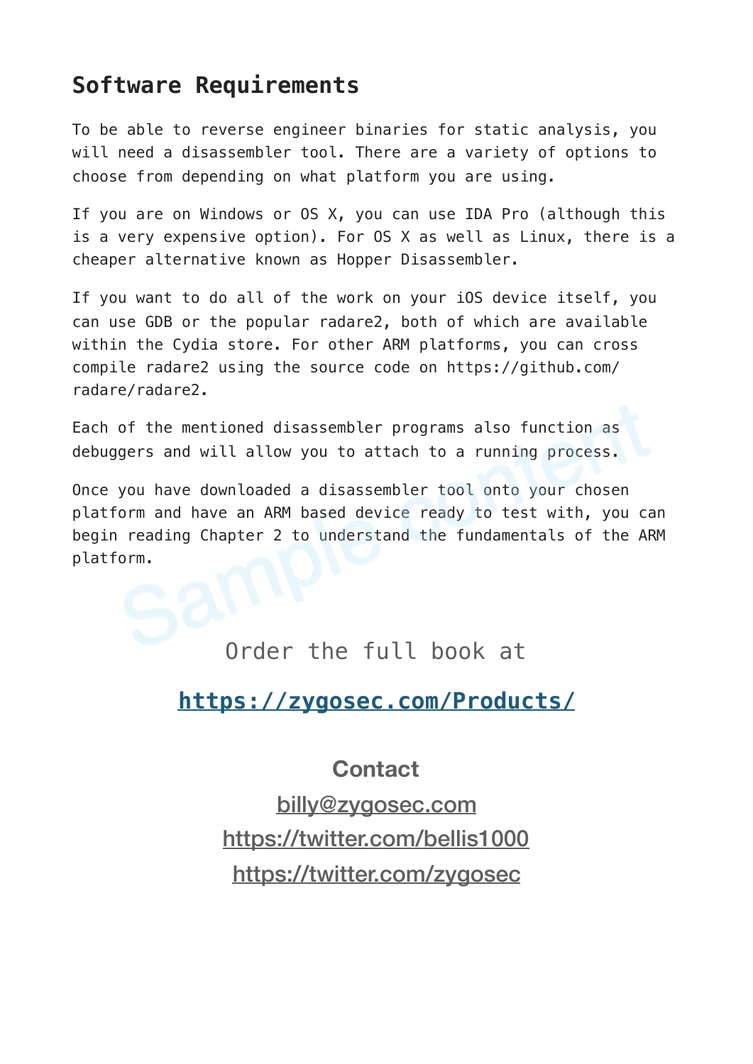## Software Requirements

To be able to reverse engineer binaries for static analysis, you will need a disassembler tool. There are a variety of options to choose from depending on what platform you are using.

If you are on Windows or OS X, you can use IDA Pro (although this is a very expensive option). For OS X as well as Linux, there is a cheaper alternative known as Hopper Disassembler.

If you want to do all of the work on your iOS device itself, you can use GDB or the popular radare2, both of which are available within the Cydia store. For other ARM platforms, you can cross compile radare2 using the source code on https://github.com/radare/radare2.

Each of the mentioned disassembler programs also function as debuggers and will allow you to attach to a running process.

Once you have downloaded a disassembler tool onto your chosen platform and have an ARM based device ready to test with, you can begin reading Chapter 2 to understand the fundamentals of the ARM platform.

Order the full book at

**https://zygosec.com/Products/**

**Contact**

billy@zygosec.com

https://twitter.com/bellis1000

https://twitter.com/zygosec